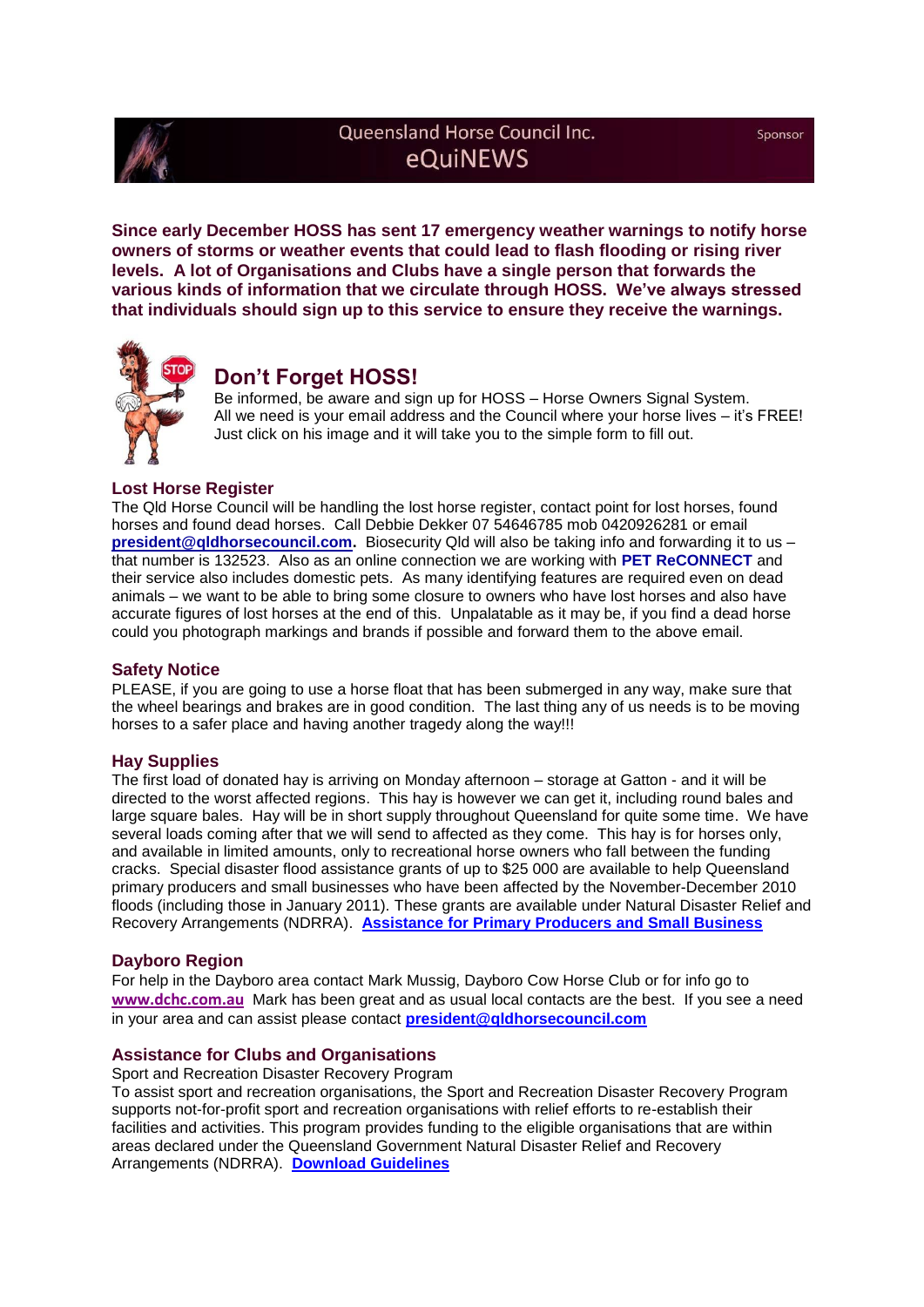Queensland Horse Council Inc.

eQuiNEWS

Sponsor

**Since early December HOSS has sent 17 emergency weather warnings to notify horse owners of storms or weather events that could lead to flash flooding or rising river levels. A lot of Organisations and Clubs have a single person that forwards the various kinds of information that we circulate through HOSS. We've always stressed that individuals should sign up to this service to ensure they receive the warnings.**

## Don't Forget HOSS!

Be informed, be aware and sign up for HOSS – Horse Owners Signal System. All we need is your email address and the Council where your horse lives – it's FREE! Just click on his image and it will take you to the simple form to fill out.

### Lost Horse Register

The Qld Horse Council will be handling the lost horse register, contact point for lost horses, found horses and found dead horses. Call Debbie Dekker 07 54646785 mob 0420926281 or email **president@qldhorsecouncil.com.** Biosecurity Qld will also be taking info and forwarding it to us – that number is 132523. Also as an online connection we are working with **PET ReCONNECT** and their service also includes domestic pets. As many identifying features are required even on dead animals – we want to be able to bring some closure to owners who have lost horses and also have accurate figures of lost horses at the end of this. Unpalatable as it may be, if you find a dead horse could you photograph markings and brands if possible and forward them to the above email.

### Safety Notice

PLEASE, if you are going to use a horse float that has been submerged in any way, make sure that the wheel bearings and brakes are in good condition. The last thing any of us needs is to be moving horses to a safer place and having another tragedy along the way!!!

### Hay Supplies

The first load of donated hay is arriving on Monday afternoon – storage at Gatton - and it will be directed to the worst affected regions. This hay is however we can get it, including round bales and large square bales. Hay will be in short supply throughout Queensland for quite some time. We have several loads coming after that we will send to affected as they come. This hay is for horses only, and available in limited amounts, only to recreational horse owners who fall between the funding cracks. Special disaster flood assistance grants of up to $25 000 are available to help Queensland primary producers and small businesses who have been affected by the November-December 2010 floods (including those in January 2011). These grants are available under Natural Disaster Relief and Recovery Arrangements (NDRRA). **Assistance for Primary Producers and Small Business**

### Dayboro Region

For help in the Dayboro area contact Mark Mussig, Dayboro Cow Horse Club or for info go to **www.dchc.com.au** Mark has been great and as usual local contacts are the best. If you see a need in your area and can assist please contact **president@qldhorsecouncil.com**

### Assistance for Clubs and Organisations

Sport and Recreation Disaster Recovery Program

To assist sport and recreation organisations, the Sport and Recreation Disaster Recovery Program supports not-for-profit sport and recreation organisations with relief efforts to re-establish their facilities and activities. This program provides funding to the eligible organisations that are within areas declared under the Queensland Government Natural Disaster Relief and Recovery Arrangements (NDRRA). **Download Guidelines**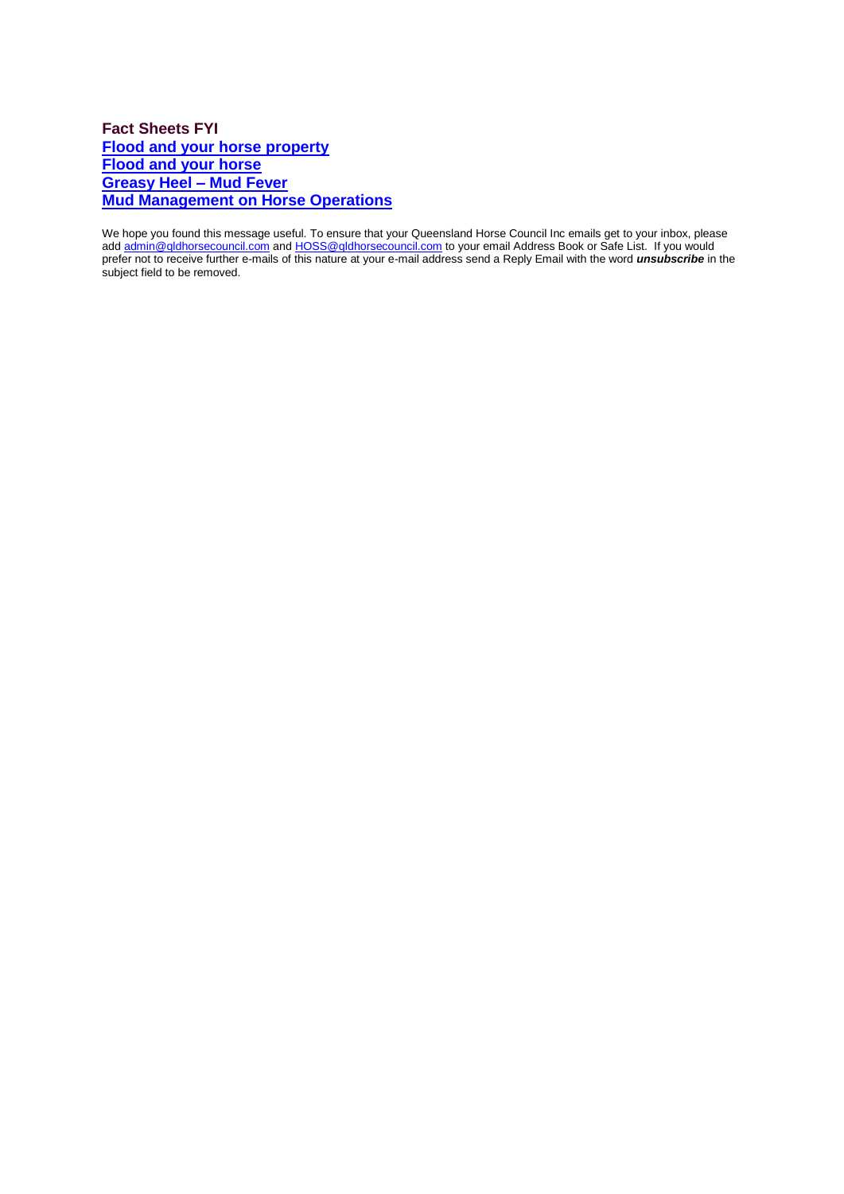**Fact Sheets FYI**

**Flood and your horse property**
**Flood and your horse**
**Greasy Heel – Mud Fever**
**Mud Management on Horse Operations**

We hope you found this message useful. To ensure that your Queensland Horse Council Inc emails get to your inbox, please add admin@qldhorsecouncil.com and HOSS@qldhorsecouncil.com to your email Address Book or Safe List. If you would prefer not to receive further e-mails of this nature at your e-mail address send a Reply Email with the word ***unsubscribe*** in the subject field to be removed.